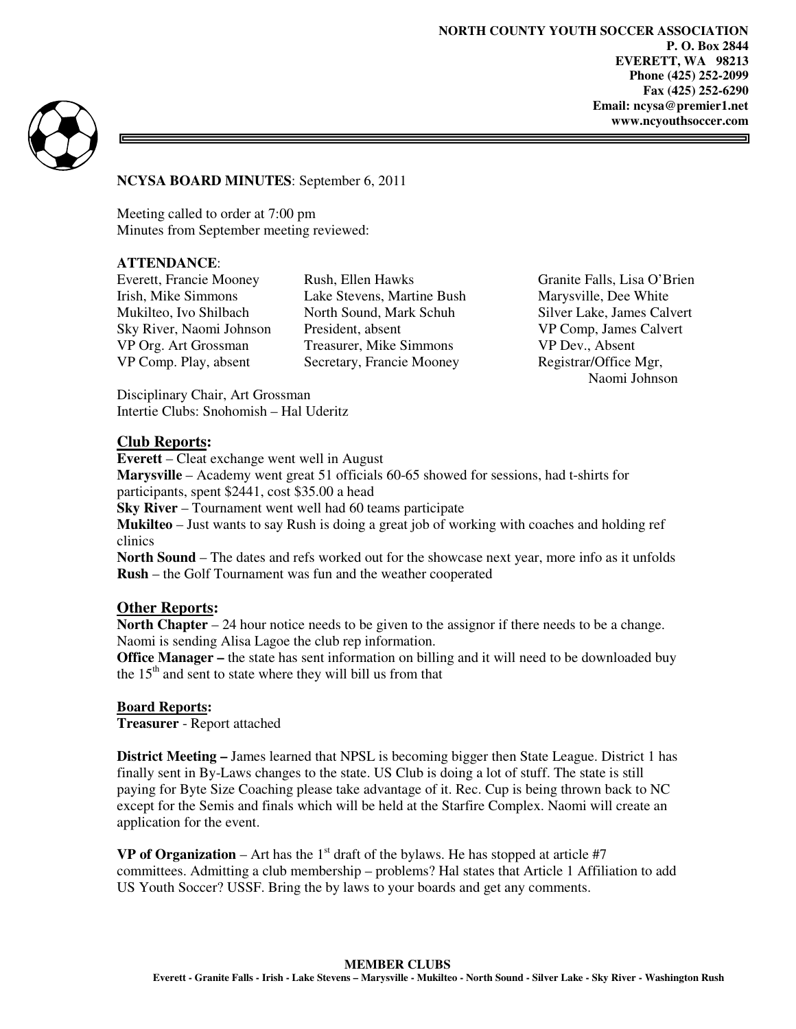**NORTH COUNTY YOUTH SOCCER ASSOCIATION**
**P. O. Box 2844**
**EVERETT, WA 98213**
**Phone (425) 252-2099**
**Fax (425) 252-6290**
**Email: ncysa@premier1.net**
**www.ncyouthsoccer.com**

**NCYSA BOARD MINUTES**: September 6, 2011

Meeting called to order at 7:00 pm
Minutes from September meeting reviewed:

**ATTENDANCE**:

| | | |
|---|---|---|
| Everett, Francie Mooney | Rush, Ellen Hawks | Granite Falls, Lisa O'Brien |
| Irish, Mike Simmons | Lake Stevens, Martine Bush | Marysville, Dee White |
| Mukilteo, Ivo Shilbach | North Sound, Mark Schuh | Silver Lake, James Calvert |
| Sky River, Naomi Johnson | President, absent | VP Comp, James Calvert |
| VP Org. Art Grossman | Treasurer, Mike Simmons | VP Dev., Absent |
| VP Comp. Play, absent | Secretary, Francie Mooney | Registrar/Office Mgr, Naomi Johnson |

Disciplinary Chair, Art Grossman
Intertie Clubs: Snohomish – Hal Uderitz

## Club Reports:

**Everett** – Cleat exchange went well in August
**Marysville** – Academy went great 51 officials 60-65 showed for sessions, had t-shirts for participants, spent $2441, cost $35.00 a head
**Sky River** – Tournament went well had 60 teams participate
**Mukilteo** – Just wants to say Rush is doing a great job of working with coaches and holding ref clinics
**North Sound** – The dates and refs worked out for the showcase next year, more info as it unfolds
**Rush** – the Golf Tournament was fun and the weather cooperated

## Other Reports:

**North Chapter** – 24 hour notice needs to be given to the assignor if there needs to be a change. Naomi is sending Alisa Lagoe the club rep information.
**Office Manager –** the state has sent information on billing and it will need to be downloaded buy the 15th and sent to state where they will bill us from that

### Board Reports:

**Treasurer** - Report attached

**District Meeting –** James learned that NPSL is becoming bigger then State League. District 1 has finally sent in By-Laws changes to the state. US Club is doing a lot of stuff. The state is still paying for Byte Size Coaching please take advantage of it. Rec. Cup is being thrown back to NC except for the Semis and finals which will be held at the Starfire Complex. Naomi will create an application for the event.

**VP of Organization** – Art has the 1st draft of the bylaws. He has stopped at article #7 committees. Admitting a club membership – problems? Hal states that Article 1 Affiliation to add US Youth Soccer? USSF. Bring the by laws to your boards and get any comments.

**MEMBER CLUBS**
**Everett - Granite Falls - Irish - Lake Stevens – Marysville - Mukilteo - North Sound - Silver Lake - Sky River - Washington Rush**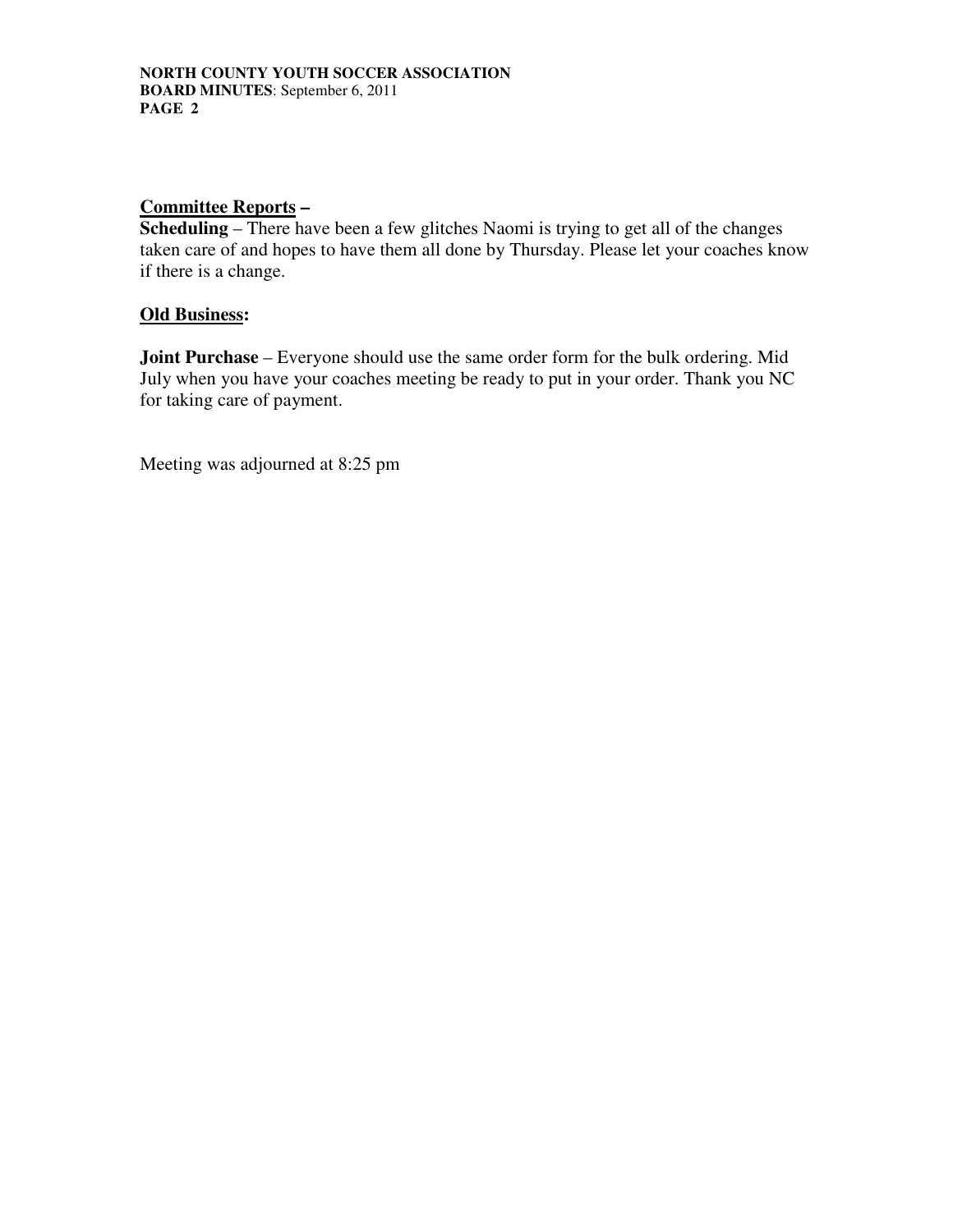**Committee Reports –**
**Scheduling** – There have been a few glitches Naomi is trying to get all of the changes taken care of and hopes to have them all done by Thursday. Please let your coaches know if there is a change.

**Old Business:**

**Joint Purchase** – Everyone should use the same order form for the bulk ordering. Mid July when you have your coaches meeting be ready to put in your order. Thank you NC for taking care of payment.

Meeting was adjourned at 8:25 pm